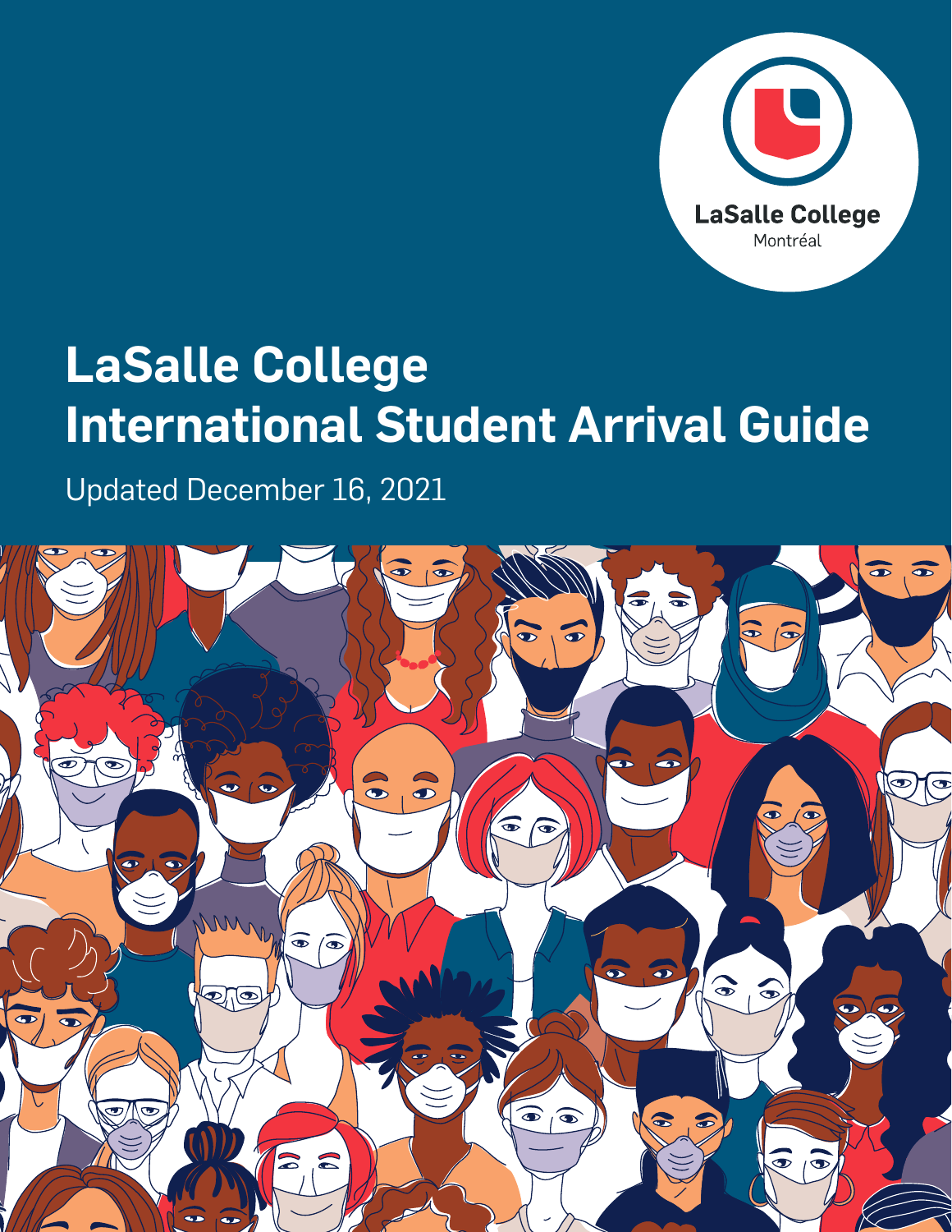LaSalle College
Montréal

# LaSalle College International Student Arrival Guide

Updated December 16, 2021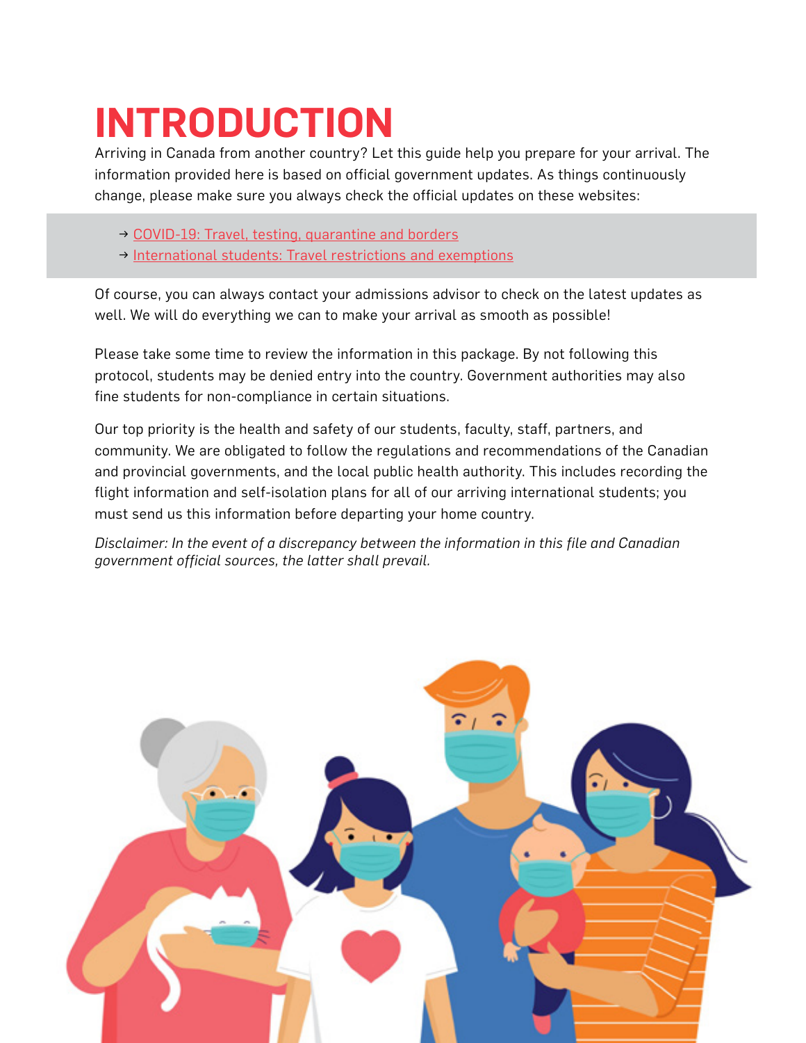# INTRODUCTION

Arriving in Canada from another country? Let this guide help you prepare for your arrival. The information provided here is based on official government updates. As things continuously change, please make sure you always check the official updates on these websites:

- → COVID-19: Travel, testing, quarantine and borders
- → International students: Travel restrictions and exemptions

Of course, you can always contact your admissions advisor to check on the latest updates as well. We will do everything we can to make your arrival as smooth as possible!

Please take some time to review the information in this package. By not following this protocol, students may be denied entry into the country. Government authorities may also fine students for non-compliance in certain situations.

Our top priority is the health and safety of our students, faculty, staff, partners, and community. We are obligated to follow the regulations and recommendations of the Canadian and provincial governments, and the local public health authority. This includes recording the flight information and self-isolation plans for all of our arriving international students; you must send us this information before departing your home country.

*Disclaimer: In the event of a discrepancy between the information in this file and Canadian government official sources, the latter shall prevail.*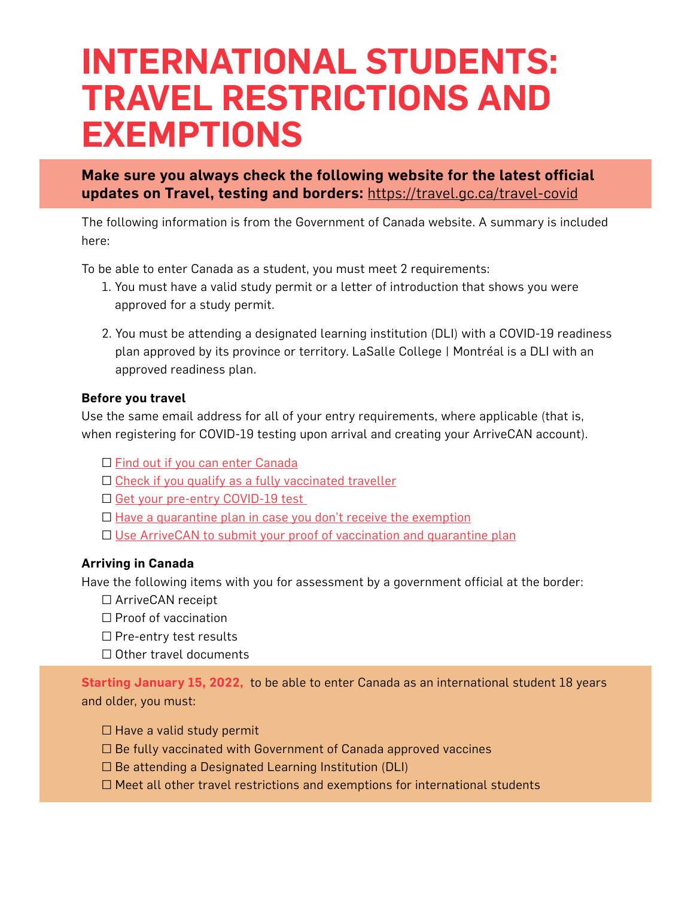# INTERNATIONAL STUDENTS: TRAVEL RESTRICTIONS AND EXEMPTIONS

**Make sure you always check the following website for the latest official updates on Travel, testing and borders:** https://travel.gc.ca/travel-covid

The following information is from the Government of Canada website. A summary is included here:

To be able to enter Canada as a student, you must meet 2 requirements:

1. You must have a valid study permit or a letter of introduction that shows you were approved for a study permit.
2. You must be attending a designated learning institution (DLI) with a COVID-19 readiness plan approved by its province or territory. LaSalle College | Montréal is a DLI with an approved readiness plan.

**Before you travel**

Use the same email address for all of your entry requirements, where applicable (that is, when registering for COVID-19 testing upon arrival and creating your ArriveCAN account).

- ☐ Find out if you can enter Canada
- ☐ Check if you qualify as a fully vaccinated traveller
- ☐ Get your pre-entry COVID-19 test
- ☐ Have a quarantine plan in case you don't receive the exemption
- ☐ Use ArriveCAN to submit your proof of vaccination and quarantine plan

**Arriving in Canada**

Have the following items with you for assessment by a government official at the border:

- ☐ ArriveCAN receipt
- ☐ Proof of vaccination
- ☐ Pre-entry test results
- ☐ Other travel documents

**Starting January 15, 2022,** to be able to enter Canada as an international student 18 years and older, you must:

- ☐ Have a valid study permit
- ☐ Be fully vaccinated with Government of Canada approved vaccines
- ☐ Be attending a Designated Learning Institution (DLI)
- ☐ Meet all other travel restrictions and exemptions for international students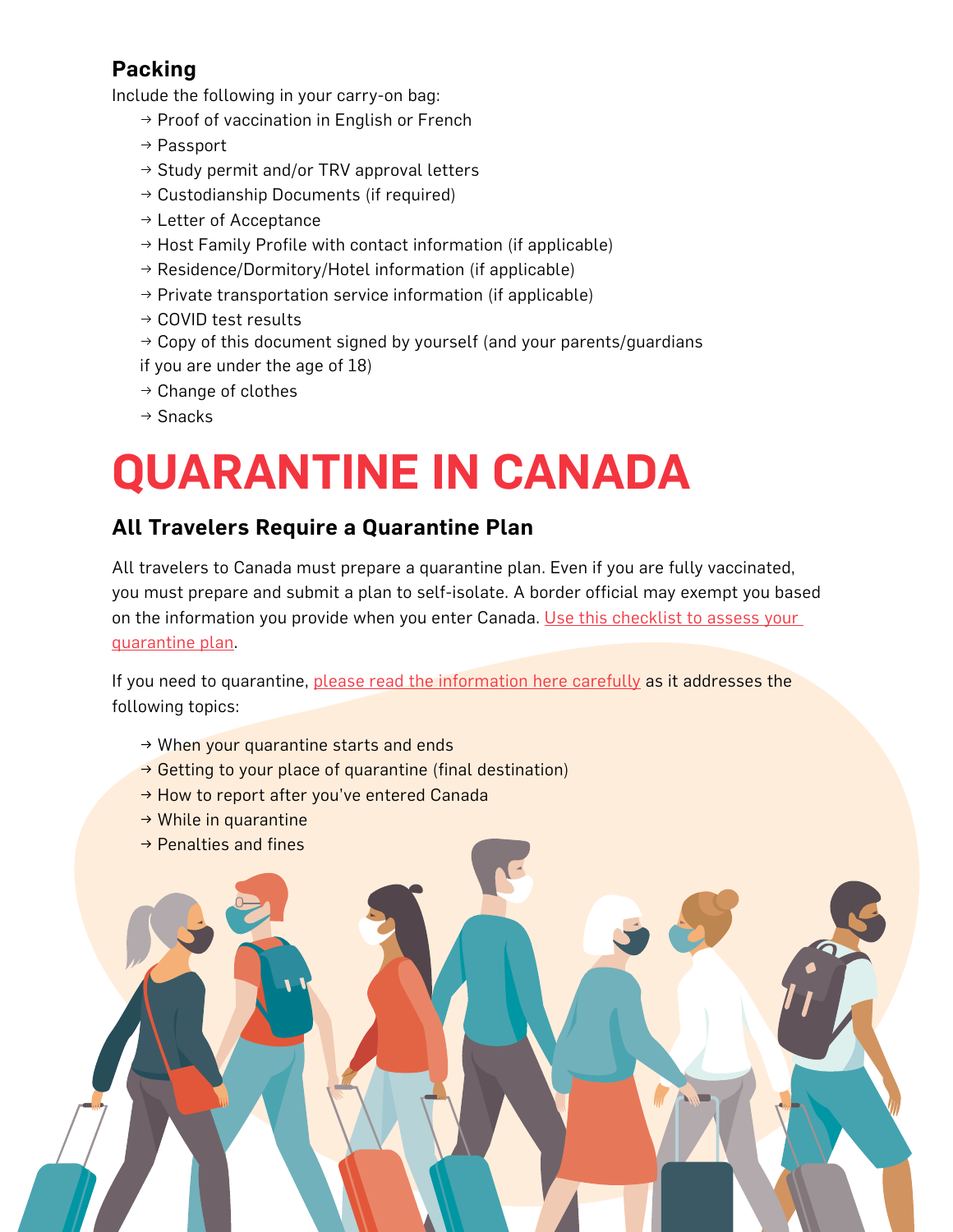### Packing

Include the following in your carry-on bag:

- → Proof of vaccination in English or French
- → Passport
- → Study permit and/or TRV approval letters
- → Custodianship Documents (if required)
- → Letter of Acceptance
- → Host Family Profile with contact information (if applicable)
- → Residence/Dormitory/Hotel information (if applicable)
- → Private transportation service information (if applicable)
- → COVID test results
- → Copy of this document signed by yourself (and your parents/guardians if you are under the age of 18)
- → Change of clothes
- → Snacks

# QUARANTINE IN CANADA

## All Travelers Require a Quarantine Plan

All travelers to Canada must prepare a quarantine plan. Even if you are fully vaccinated, you must prepare and submit a plan to self-isolate. A border official may exempt you based on the information you provide when you enter Canada. Use this checklist to assess your quarantine plan.

If you need to quarantine, please read the information here carefully as it addresses the following topics:

- → When your quarantine starts and ends
- → Getting to your place of quarantine (final destination)
- → How to report after you've entered Canada
- → While in quarantine
- → Penalties and fines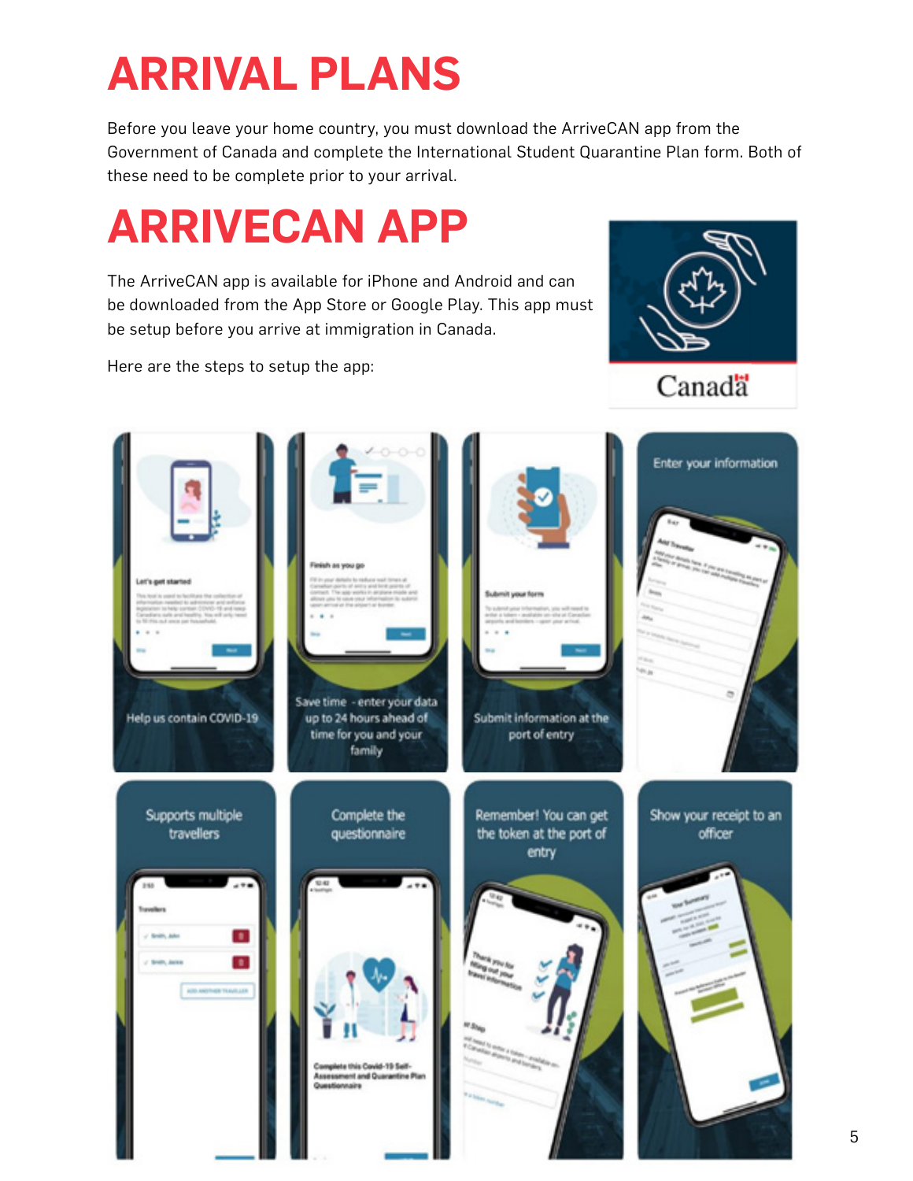# ARRIVAL PLANS

Before you leave your home country, you must download the ArriveCAN app from the Government of Canada and complete the International Student Quarantine Plan form. Both of these need to be complete prior to your arrival.

# ARRIVECAN APP

The ArriveCAN app is available for iPhone and Android and can be downloaded from the App Store or Google Play. This app must be setup before you arrive at immigration in Canada.

Here are the steps to setup the app: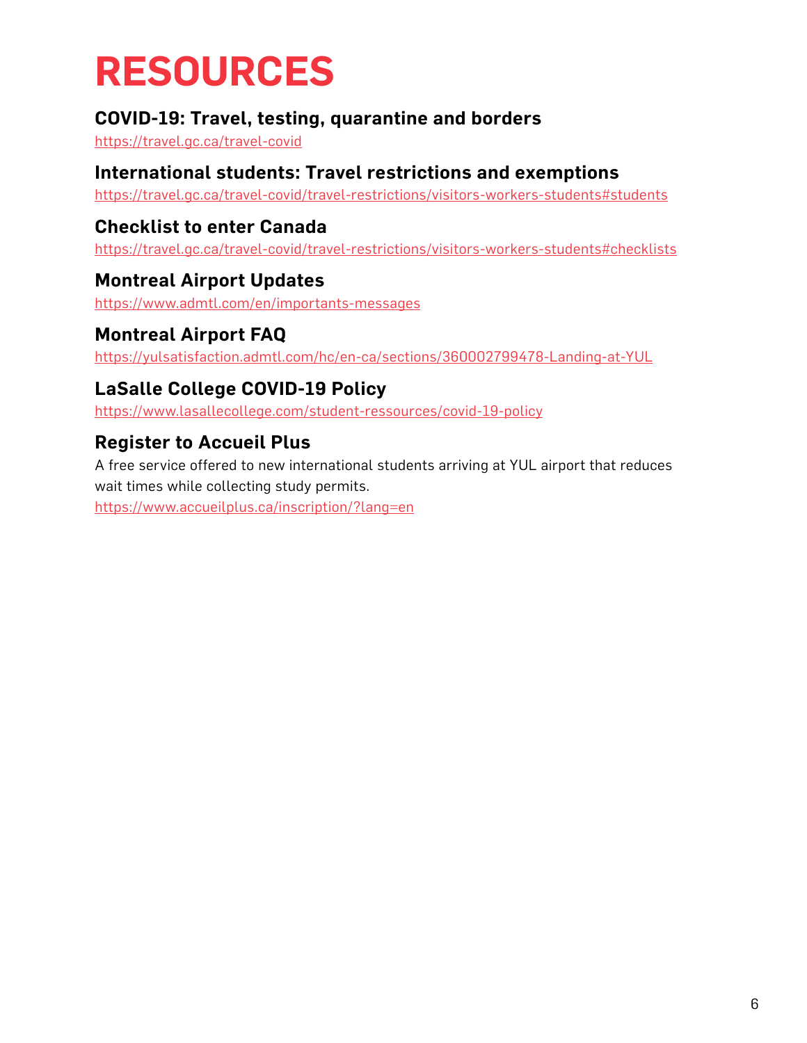# RESOURCES

### COVID-19: Travel, testing, quarantine and borders

https://travel.gc.ca/travel-covid

### International students: Travel restrictions and exemptions

https://travel.gc.ca/travel-covid/travel-restrictions/visitors-workers-students#students

### Checklist to enter Canada

https://travel.gc.ca/travel-covid/travel-restrictions/visitors-workers-students#checklists

### Montreal Airport Updates

https://www.admtl.com/en/importants-messages

### Montreal Airport FAQ

https://yulsatisfaction.admtl.com/hc/en-ca/sections/360002799478-Landing-at-YUL

### LaSalle College COVID-19 Policy

https://www.lasallecollege.com/student-ressources/covid-19-policy

### Register to Accueil Plus

A free service offered to new international students arriving at YUL airport that reduces wait times while collecting study permits.

https://www.accueilplus.ca/inscription/?lang=en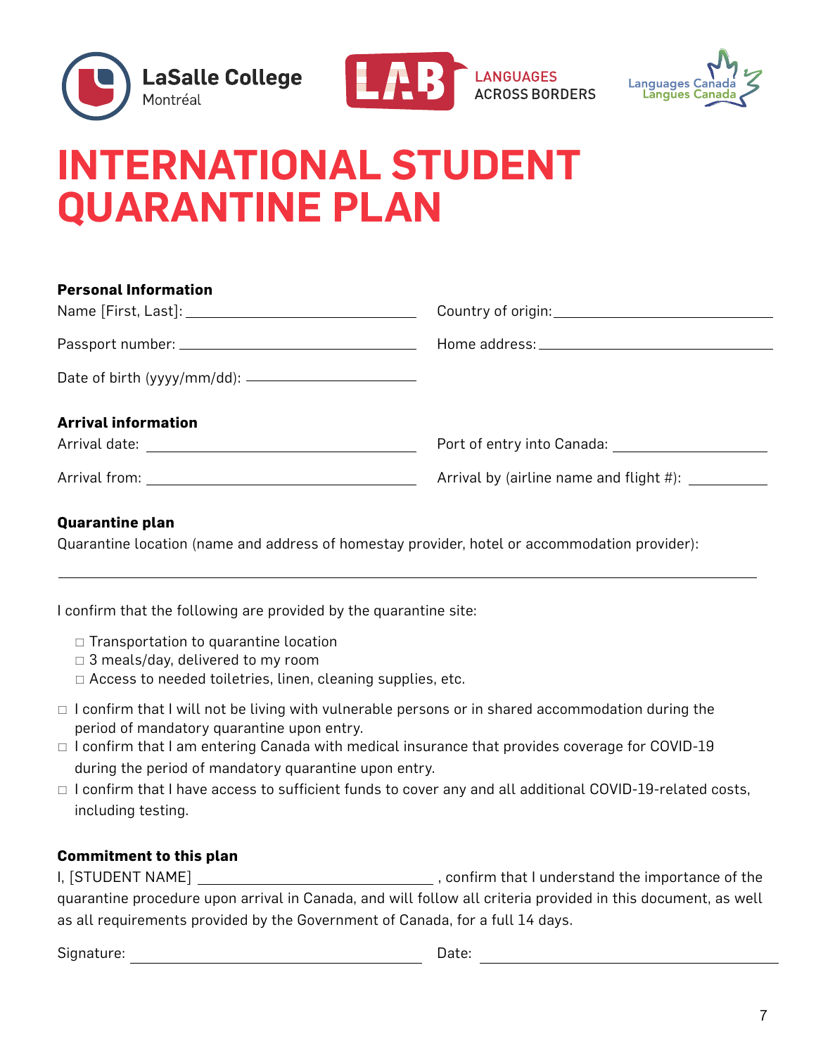# INTERNATIONAL STUDENT QUARANTINE PLAN

**Personal Information**

Name [First, Last]: ______________________________

Country of origin: ______________________________

Passport number: ______________________________

Home address: ______________________________

Date of birth (yyyy/mm/dd): ______________________________

**Arrival information**

Arrival date: ______________________________

Port of entry into Canada: ______________________________

Arrival from: ______________________________

Arrival by (airline name and flight #): ______________________________

**Quarantine plan**

Quarantine location (name and address of homestay provider, hotel or accommodation provider):

______________________________________________________________

I confirm that the following are provided by the quarantine site:

- ☐ Transportation to quarantine location
- ☐ 3 meals/day, delivered to my room
- ☐ Access to needed toiletries, linen, cleaning supplies, etc.

☐ I confirm that I will not be living with vulnerable persons or in shared accommodation during the period of mandatory quarantine upon entry.

☐ I confirm that I am entering Canada with medical insurance that provides coverage for COVID-19 during the period of mandatory quarantine upon entry.

☐ I confirm that I have access to sufficient funds to cover any and all additional COVID-19-related costs, including testing.

**Commitment to this plan**

I, [STUDENT NAME] ______________________________ , confirm that I understand the importance of the quarantine procedure upon arrival in Canada, and will follow all criteria provided in this document, as well as all requirements provided by the Government of Canada, for a full 14 days.

Signature: ______________________________

Date: ______________________________